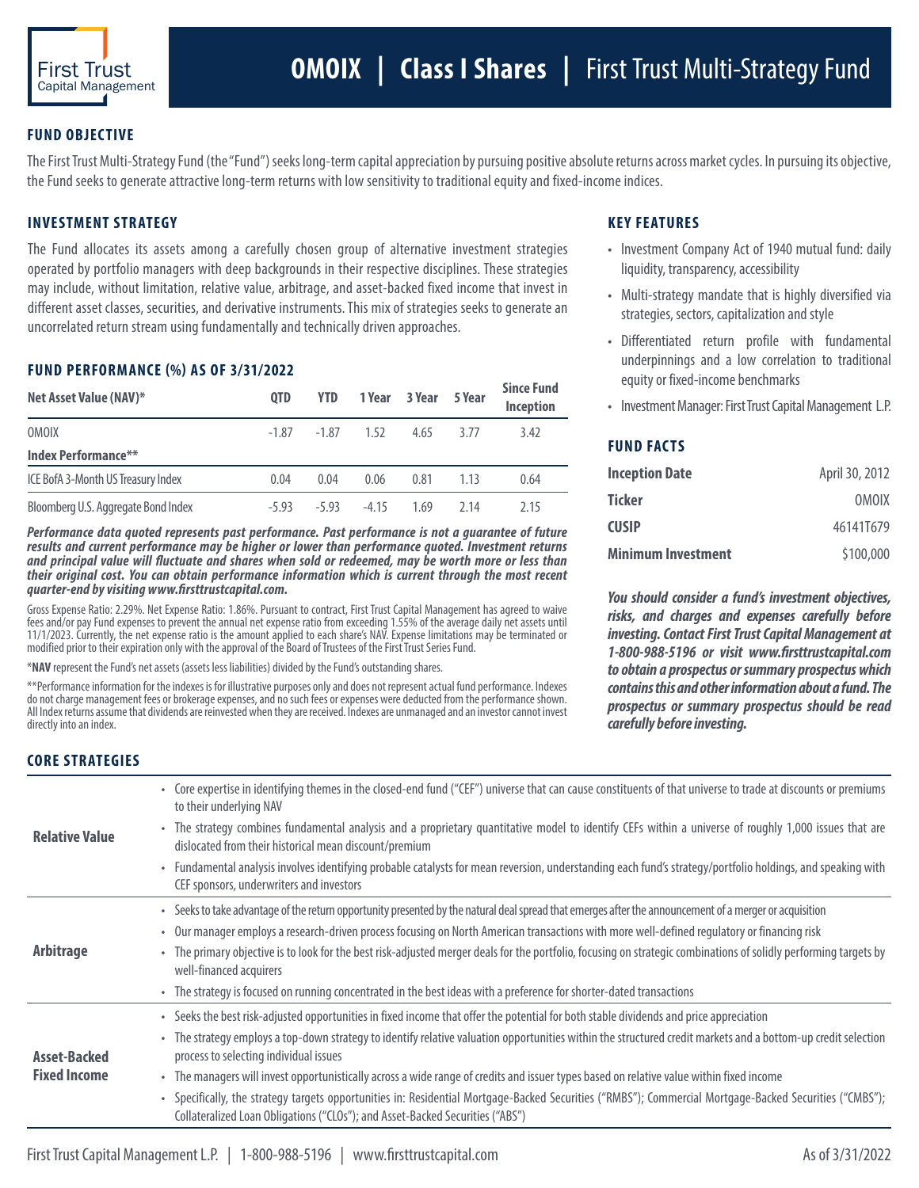First Trust Capital Management

# OMOIX | Class I Shares | First Trust Multi-Strategy Fund

## FUND OBJECTIVE

The First Trust Multi-Strategy Fund (the "Fund") seeks long-term capital appreciation by pursuing positive absolute returns across market cycles. In pursuing its objective, the Fund seeks to generate attractive long-term returns with low sensitivity to traditional equity and fixed-income indices.

## INVESTMENT STRATEGY

The Fund allocates its assets among a carefully chosen group of alternative investment strategies operated by portfolio managers with deep backgrounds in their respective disciplines. These strategies may include, without limitation, relative value, arbitrage, and asset-backed fixed income that invest in different asset classes, securities, and derivative instruments. This mix of strategies seeks to generate an uncorrelated return stream using fundamentally and technically driven approaches.

## FUND PERFORMANCE (%) AS OF 3/31/2022

| Net Asset Value (NAV)* | QTD | YTD | 1 Year | 3 Year | 5 Year | Since Fund Inception |
|---|---|---|---|---|---|---|
| OMOIX | -1.87 | -1.87 | 1.52 | 4.65 | 3.77 | 3.42 |
| **Index Performance**** | | | | | | |
| ICE BofA 3-Month US Treasury Index | 0.04 | 0.04 | 0.06 | 0.81 | 1.13 | 0.64 |
| Bloomberg U.S. Aggregate Bond Index | -5.93 | -5.93 | -4.15 | 1.69 | 2.14 | 2.15 |

***Performance data quoted represents past performance. Past performance is not a guarantee of future results and current performance may be higher or lower than performance quoted. Investment returns and principal value will fluctuate and shares when sold or redeemed, may be worth more or less than their original cost. You can obtain performance information which is current through the most recent quarter-end by visiting www.firsttrustcapital.com.***

Gross Expense Ratio: 2.29%. Net Expense Ratio: 1.86%. Pursuant to contract, First Trust Capital Management has agreed to waive fees and/or pay Fund expenses to prevent the annual net expense ratio from exceeding 1.55% of the average daily net assets until 11/1/2023. Currently, the net expense ratio is the amount applied to each share's NAV. Expense limitations may be terminated or modified prior to their expiration only with the approval of the Board of Trustees of the First Trust Series Fund.

*__NAV__ represent the Fund's net assets (assets less liabilities) divided by the Fund's outstanding shares.

**Performance information for the indexes is for illustrative purposes only and does not represent actual fund performance. Indexes do not charge management fees or brokerage expenses, and no such fees or expenses were deducted from the performance shown. All Index returns assume that dividends are reinvested when they are received. Indexes are unmanaged and an investor cannot invest directly into an index.

## KEY FEATURES

- Investment Company Act of 1940 mutual fund: daily liquidity, transparency, accessibility
- Multi-strategy mandate that is highly diversified via strategies, sectors, capitalization and style
- Differentiated return profile with fundamental underpinnings and a low correlation to traditional equity or fixed-income benchmarks
- Investment Manager: First Trust Capital Management L.P.

## FUND FACTS

| | |
|---|---|
| **Inception Date** | April 30, 2012 |
| **Ticker** | OMOIX |
| **CUSIP** | 46141T679 |
| **Minimum Investment** | $100,000 |

***You should consider a fund's investment objectives, risks, and charges and expenses carefully before investing. Contact First Trust Capital Management at 1-800-988-5196 or visit www.firsttrustcapital.com to obtain a prospectus or summary prospectus which contains this and other information about a fund. The prospectus or summary prospectus should be read carefully before investing.***

## CORE STRATEGIES

### Relative Value

- Core expertise in identifying themes in the closed-end fund ("CEF") universe that can cause constituents of that universe to trade at discounts or premiums to their underlying NAV
- The strategy combines fundamental analysis and a proprietary quantitative model to identify CEFs within a universe of roughly 1,000 issues that are dislocated from their historical mean discount/premium
- Fundamental analysis involves identifying probable catalysts for mean reversion, understanding each fund's strategy/portfolio holdings, and speaking with CEF sponsors, underwriters and investors

### Arbitrage

- Seeks to take advantage of the return opportunity presented by the natural deal spread that emerges after the announcement of a merger or acquisition
- Our manager employs a research-driven process focusing on North American transactions with more well-defined regulatory or financing risk
- The primary objective is to look for the best risk-adjusted merger deals for the portfolio, focusing on strategic combinations of solidly performing targets by well-financed acquirers
- The strategy is focused on running concentrated in the best ideas with a preference for shorter-dated transactions

### Asset-Backed Fixed Income

- Seeks the best risk-adjusted opportunities in fixed income that offer the potential for both stable dividends and price appreciation
- The strategy employs a top-down strategy to identify relative valuation opportunities within the structured credit markets and a bottom-up credit selection process to selecting individual issues
- The managers will invest opportunistically across a wide range of credits and issuer types based on relative value within fixed income
- Specifically, the strategy targets opportunities in: Residential Mortgage-Backed Securities ("RMBS"); Commercial Mortgage-Backed Securities ("CMBS"); Collateralized Loan Obligations ("CLOs"); and Asset-Backed Securities ("ABS")

First Trust Capital Management L.P. | 1-800-988-5196 | www.firsttrustcapital.com — As of 3/31/2022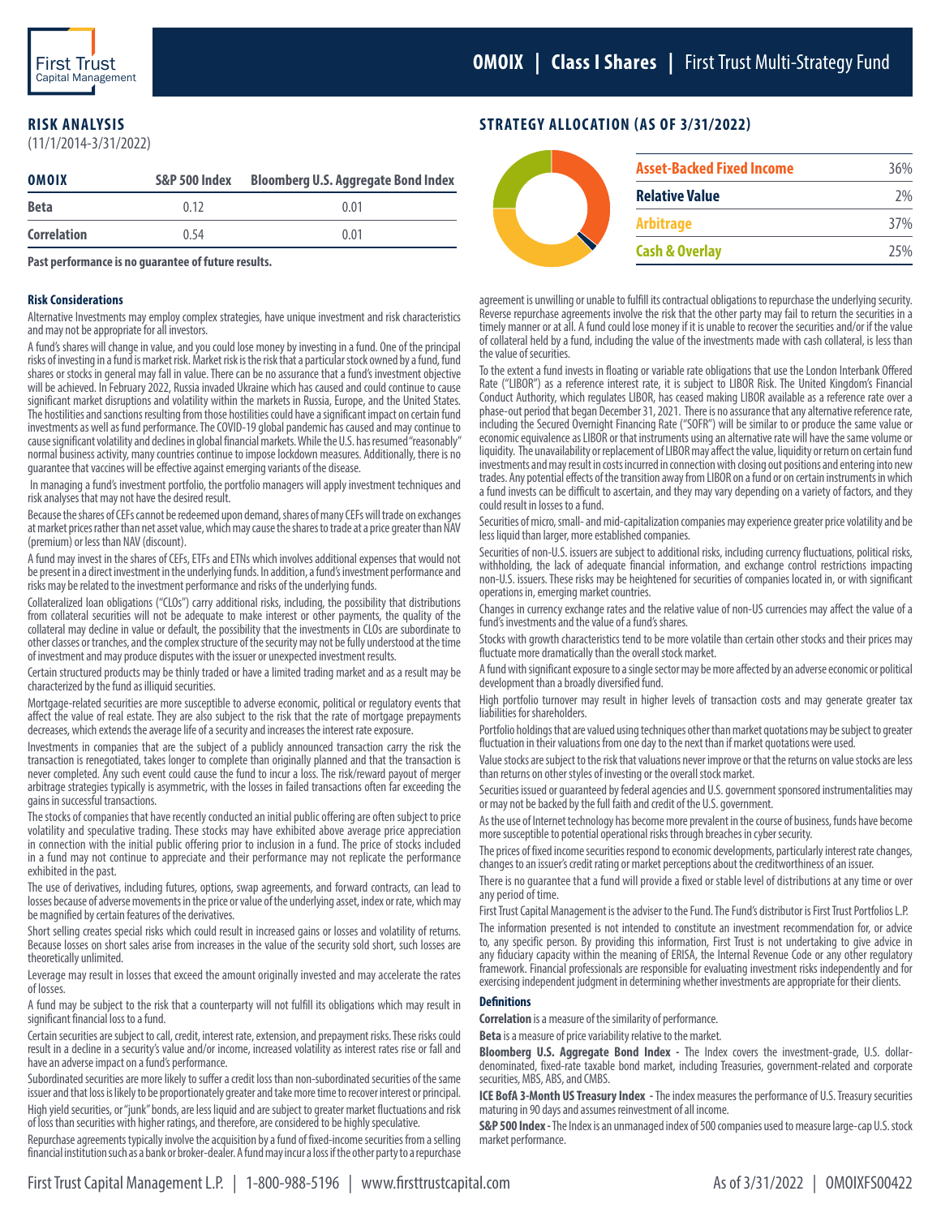## RISK ANALYSIS

(11/1/2014-3/31/2022)

| OMOIX | S&P 500 Index | Bloomberg U.S. Aggregate Bond Index |
|---|---|---|
| Beta | 0.12 | 0.01 |
| Correlation | 0.54 | 0.01 |

**Past performance is no guarantee of future results.**

## STRATEGY ALLOCATION (AS OF 3/31/2022)

| | |
|---|---|
| Asset-Backed Fixed Income | 36% |
| Relative Value | 2% |
| Arbitrage | 37% |
| Cash & Overlay | 25% |

### Risk Considerations

Alternative Investments may employ complex strategies, have unique investment and risk characteristics and may not be appropriate for all investors.

A fund's shares will change in value, and you could lose money by investing in a fund. One of the principal risks of investing in a fund is market risk. Market risk is the risk that a particular stock owned by a fund, fund shares or stocks in general may fall in value. There can be no assurance that a fund's investment objective will be achieved. In February 2022, Russia invaded Ukraine which has caused and could continue to cause significant market disruptions and volatility within the markets in Russia, Europe, and the United States. The hostilities and sanctions resulting from those hostilities could have a significant impact on certain fund investments as well as fund performance. The COVID-19 global pandemic has caused and may continue to cause significant volatility and declines in global financial markets. While the U.S. has resumed "reasonably" normal business activity, many countries continue to impose lockdown measures. Additionally, there is no guarantee that vaccines will be effective against emerging variants of the disease.

In managing a fund's investment portfolio, the portfolio managers will apply investment techniques and risk analyses that may not have the desired result.

Because the shares of CEFs cannot be redeemed upon demand, shares of many CEFs will trade on exchanges at market prices rather than net asset value, which may cause the shares to trade at a price greater than NAV (premium) or less than NAV (discount).

A fund may invest in the shares of CEFs, ETFs and ETNs which involves additional expenses that would not be present in a direct investment in the underlying funds. In addition, a fund's investment performance and risks may be related to the investment performance and risks of the underlying funds.

Collateralized loan obligations ("CLOs") carry additional risks, including, the possibility that distributions from collateral securities will not be adequate to make interest or other payments, the quality of the collateral may decline in value or default, the possibility that the investments in CLOs are subordinate to other classes or tranches, and the complex structure of the security may not be fully understood at the time of investment and may produce disputes with the issuer or unexpected investment results.

Certain structured products may be thinly traded or have a limited trading market and as a result may be characterized by the fund as illiquid securities.

Mortgage-related securities are more susceptible to adverse economic, political or regulatory events that affect the value of real estate. They are also subject to the risk that the rate of mortgage prepayments decreases, which extends the average life of a security and increases the interest rate exposure.

Investments in companies that are the subject of a publicly announced transaction carry the risk the transaction is renegotiated, takes longer to complete than originally planned and that the transaction is never completed. Any such event could cause the fund to incur a loss. The risk/reward payout of merger arbitrage strategies typically is asymmetric, with the losses in failed transactions often far exceeding the gains in successful transactions.

The stocks of companies that have recently conducted an initial public offering are often subject to price volatility and speculative trading. These stocks may have exhibited above average price appreciation in connection with the initial public offering prior to inclusion in a fund. The price of stocks included in a fund may not continue to appreciate and their performance may not replicate the performance exhibited in the past.

The use of derivatives, including futures, options, swap agreements, and forward contracts, can lead to losses because of adverse movements in the price or value of the underlying asset, index or rate, which may be magnified by certain features of the derivatives.

Short selling creates special risks which could result in increased gains or losses and volatility of returns. Because losses on short sales arise from increases in the value of the security sold short, such losses are theoretically unlimited.

Leverage may result in losses that exceed the amount originally invested and may accelerate the rates of losses.

A fund may be subject to the risk that a counterparty will not fulfill its obligations which may result in significant financial loss to a fund.

Certain securities are subject to call, credit, interest rate, extension, and prepayment risks. These risks could result in a decline in a security's value and/or income, increased volatility as interest rates rise or fall and have an adverse impact on a fund's performance.

Subordinated securities are more likely to suffer a credit loss than non-subordinated securities of the same issuer and that loss is likely to be proportionately greater and take more time to recover interest or principal.

High yield securities, or "junk" bonds, are less liquid and are subject to greater market fluctuations and risk of loss than securities with higher ratings, and therefore, are considered to be highly speculative.

Repurchase agreements typically involve the acquisition by a fund of fixed-income securities from a selling financial institution such as a bank or broker-dealer. A fund may incur a loss if the other party to a repurchase agreement is unwilling or unable to fulfill its contractual obligations to repurchase the underlying security. Reverse repurchase agreements involve the risk that the other party may fail to return the securities in a timely manner or at all. A fund could lose money if it is unable to recover the securities and/or if the value of collateral held by a fund, including the value of the investments made with cash collateral, is less than the value of securities.

To the extent a fund invests in floating or variable rate obligations that use the London Interbank Offered Rate ("LIBOR") as a reference interest rate, it is subject to LIBOR Risk. The United Kingdom's Financial Conduct Authority, which regulates LIBOR, has ceased making LIBOR available as a reference rate over a phase-out period that began December 31, 2021. There is no assurance that any alternative reference rate, including the Secured Overnight Financing Rate ("SOFR") will be similar to or produce the same value or economic equivalence as LIBOR or that instruments using an alternative rate will have the same volume or liquidity. The unavailability or replacement of LIBOR may affect the value, liquidity or return on certain fund investments and may result in costs incurred in connection with closing out positions and entering into new trades. Any potential effects of the transition away from LIBOR on a fund or on certain instruments in which a fund invests can be difficult to ascertain, and they may vary depending on a variety of factors, and they could result in losses to a fund.

Securities of micro, small- and mid-capitalization companies may experience greater price volatility and be less liquid than larger, more established companies.

Securities of non-U.S. issuers are subject to additional risks, including currency fluctuations, political risks, withholding, the lack of adequate financial information, and exchange control restrictions impacting non-U.S. issuers. These risks may be heightened for securities of companies located in, or with significant operations in, emerging market countries.

Changes in currency exchange rates and the relative value of non-US currencies may affect the value of a fund's investments and the value of a fund's shares.

Stocks with growth characteristics tend to be more volatile than certain other stocks and their prices may fluctuate more dramatically than the overall stock market.

A fund with significant exposure to a single sector may be more affected by an adverse economic or political development than a broadly diversified fund.

High portfolio turnover may result in higher levels of transaction costs and may generate greater tax liabilities for shareholders.

Portfolio holdings that are valued using techniques other than market quotations may be subject to greater fluctuation in their valuations from one day to the next than if market quotations were used.

Value stocks are subject to the risk that valuations never improve or that the returns on value stocks are less than returns on other styles of investing or the overall stock market.

Securities issued or guaranteed by federal agencies and U.S. government sponsored instrumentalities may or may not be backed by the full faith and credit of the U.S. government.

As the use of Internet technology has become more prevalent in the course of business, funds have become more susceptible to potential operational risks through breaches in cyber security.

The prices of fixed income securities respond to economic developments, particularly interest rate changes, changes to an issuer's credit rating or market perceptions about the creditworthiness of an issuer.

There is no guarantee that a fund will provide a fixed or stable level of distributions at any time or over any period of time.

First Trust Capital Management is the adviser to the Fund. The Fund's distributor is First Trust Portfolios L.P.

The information presented is not intended to constitute an investment recommendation for, or advice to, any specific person. By providing this information, First Trust is not undertaking to give advice in any fiduciary capacity within the meaning of ERISA, the Internal Revenue Code or any other regulatory framework. Financial professionals are responsible for evaluating investment risks independently and for exercising independent judgment in determining whether investments are appropriate for their clients.

### Definitions

**Correlation** is a measure of the similarity of performance.

**Beta** is a measure of price variability relative to the market.

**Bloomberg U.S. Aggregate Bond Index -** The Index covers the investment-grade, U.S. dollar-denominated, fixed-rate taxable bond market, including Treasuries, government-related and corporate securities, MBS, ABS, and CMBS.

**ICE BofA 3-Month US Treasury Index -** The index measures the performance of U.S. Treasury securities maturing in 90 days and assumes reinvestment of all income.

**S&P 500 Index -** The Index is an unmanaged index of 500 companies used to measure large-cap U.S. stock market performance.